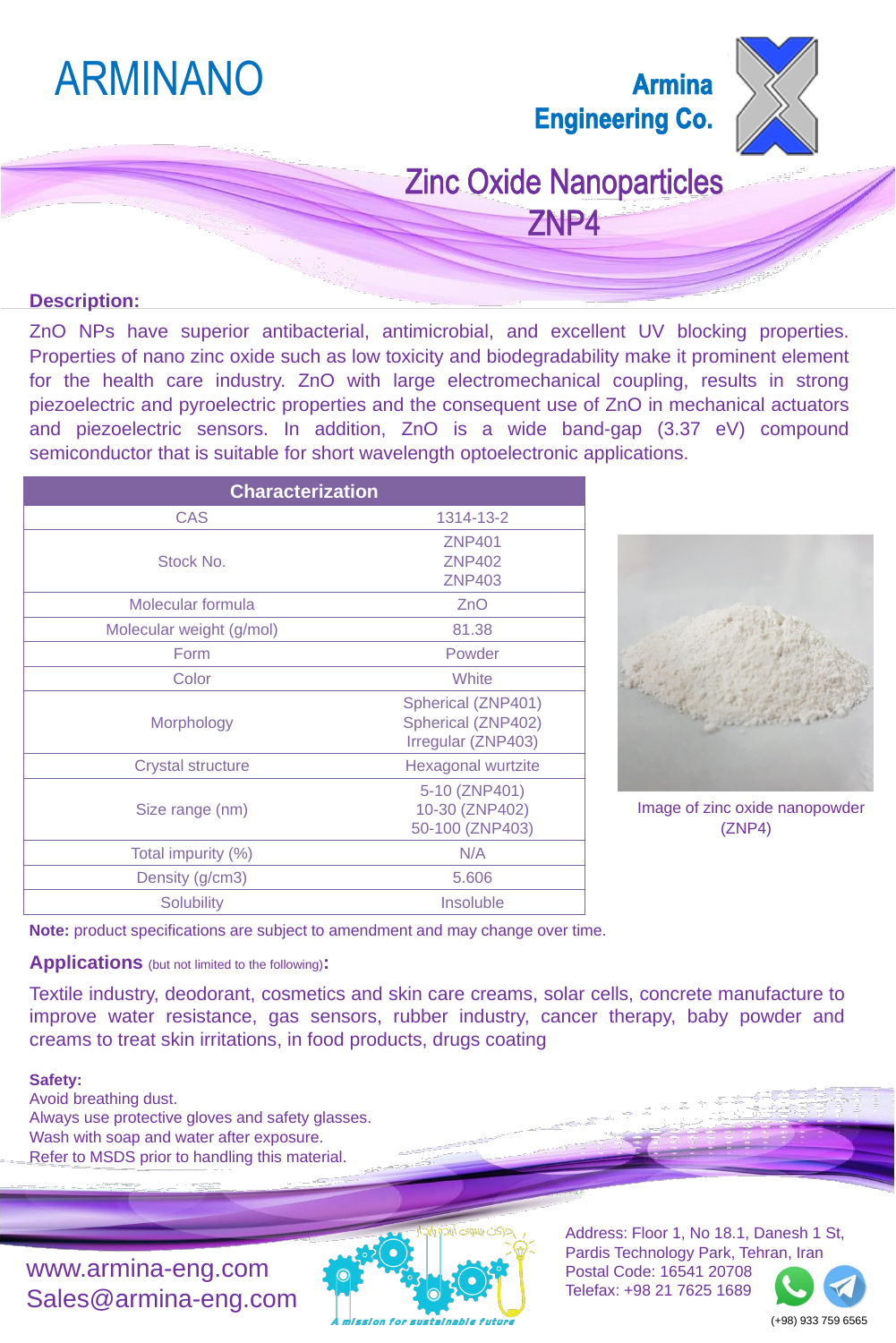# ARMINANO

**Armina Engineering Co.**

## Zinc Oxide Nanoparticles ZNP4

### Description:

ZnO NPs have superior antibacterial, antimicrobial, and excellent UV blocking properties. Properties of nano zinc oxide such as low toxicity and biodegradability make it prominent element for the health care industry. ZnO with large electromechanical coupling, results in strong piezoelectric and pyroelectric properties and the consequent use of ZnO in mechanical actuators and piezoelectric sensors. In addition, ZnO is a wide band-gap (3.37 eV) compound semiconductor that is suitable for short wavelength optoelectronic applications.

| Characterization | |
|---|---|
| CAS | 1314-13-2 |
| Stock No. | ZNP401<br>ZNP402<br>ZNP403 |
| Molecular formula | ZnO |
| Molecular weight (g/mol) | 81.38 |
| Form | Powder |
| Color | White |
| Morphology | Spherical (ZNP401)<br>Spherical (ZNP402)<br>Irregular (ZNP403) |
| Crystal structure | Hexagonal wurtzite |
| Size range (nm) | 5-10 (ZNP401)<br>10-30 (ZNP402)<br>50-100 (ZNP403) |
| Total impurity (%) | N/A |
| Density (g/cm3) | 5.606 |
| Solubility | Insoluble |

Image of zinc oxide nanopowder (ZNP4)

**Note:** product specifications are subject to amendment and may change over time.

**Applications** (but not limited to the following)**:**

Textile industry, deodorant, cosmetics and skin care creams, solar cells, concrete manufacture to improve water resistance, gas sensors, rubber industry, cancer therapy, baby powder and creams to treat skin irritations, in food products, drugs coating

**Safety:**

Avoid breathing dust.
Always use protective gloves and safety glasses.
Wash with soap and water after exposure.
Refer to MSDS prior to handling this material.

www.armina-eng.com
Sales@armina-eng.com

A mission for sustainable future

Address: Floor 1, No 18.1, Danesh 1 St, Pardis Technology Park, Tehran, Iran
Postal Code: 16541 20708
Telefax: +98 21 7625 1689
(+98) 933 759 6565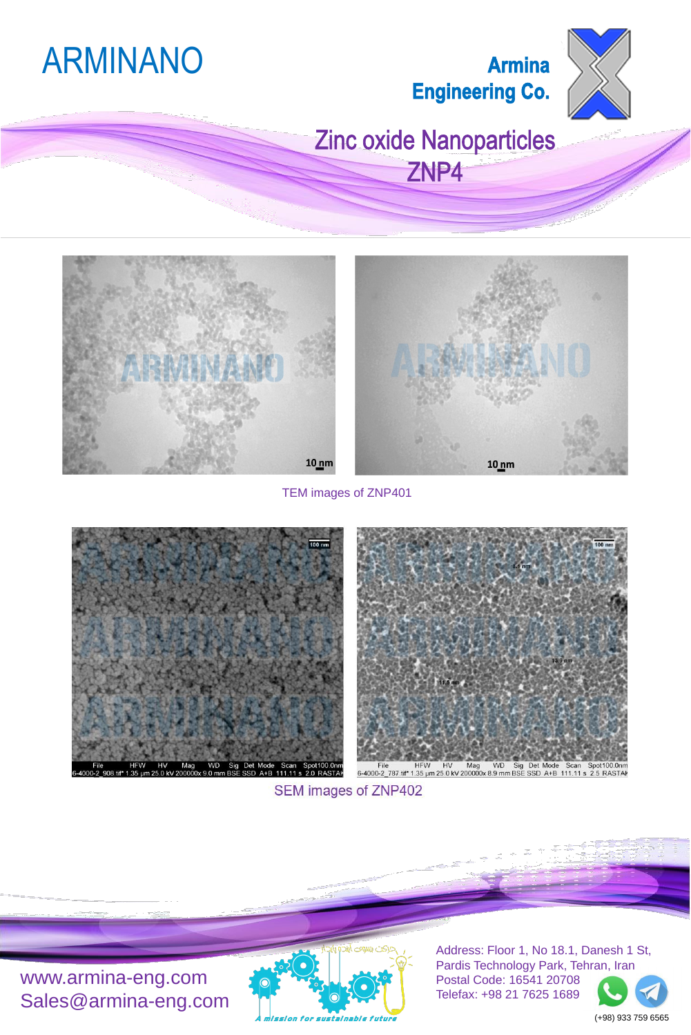ARMINANO

Armina Engineering Co.

# Zinc oxide Nanoparticles ZNP4

TEM images of ZNP401

SEM images of ZNP402

www.armina-eng.com
Sales@armina-eng.com

A mission for sustainable future

Address: Floor 1, No 18.1, Danesh 1 St, Pardis Technology Park, Tehran, Iran
Postal Code: 16541 20708
Telefax: +98 21 7625 1689

(+98) 933 759 6565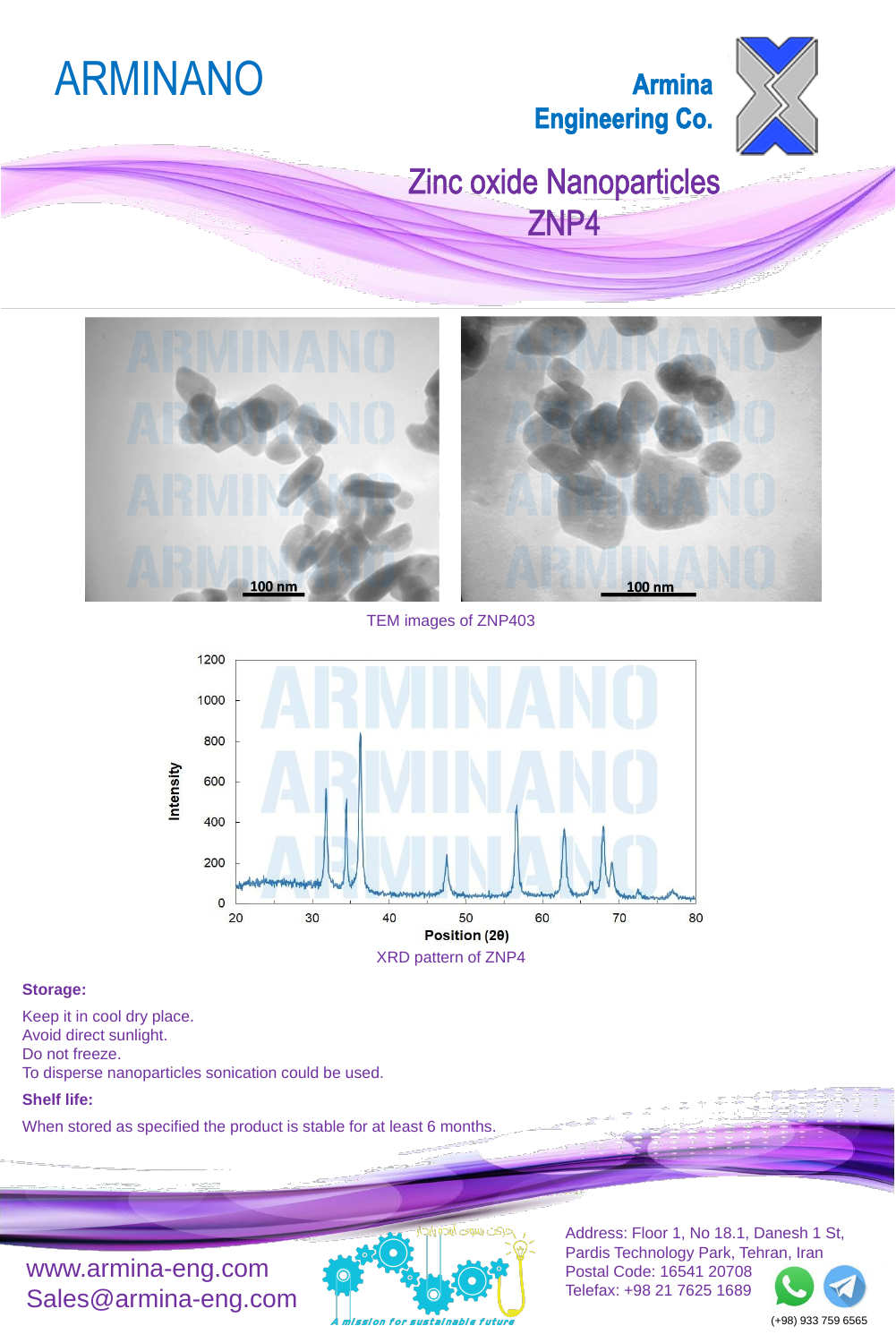ARMINANO

**Armina Engineering Co.**

# Zinc oxide Nanoparticles ZNP4

100 nm

100 nm

TEM images of ZNP403

1200
1000
800
600
400
200
0

Intensity

20 30 40 50 60 70 80

Position (2θ)

XRD pattern of ZNP4

**Storage:**

Keep it in cool dry place.
Avoid direct sunlight.
Do not freeze.
To disperse nanoparticles sonication could be used.

**Shelf life:**

When stored as specified the product is stable for at least 6 months.

www.armina-eng.com
Sales@armina-eng.com

A mission for sustainable future

Address: Floor 1, No 18.1, Danesh 1 St, Pardis Technology Park, Tehran, Iran
Postal Code: 16541 20708
Telefax: +98 21 7625 1689

(+98) 933 759 6565